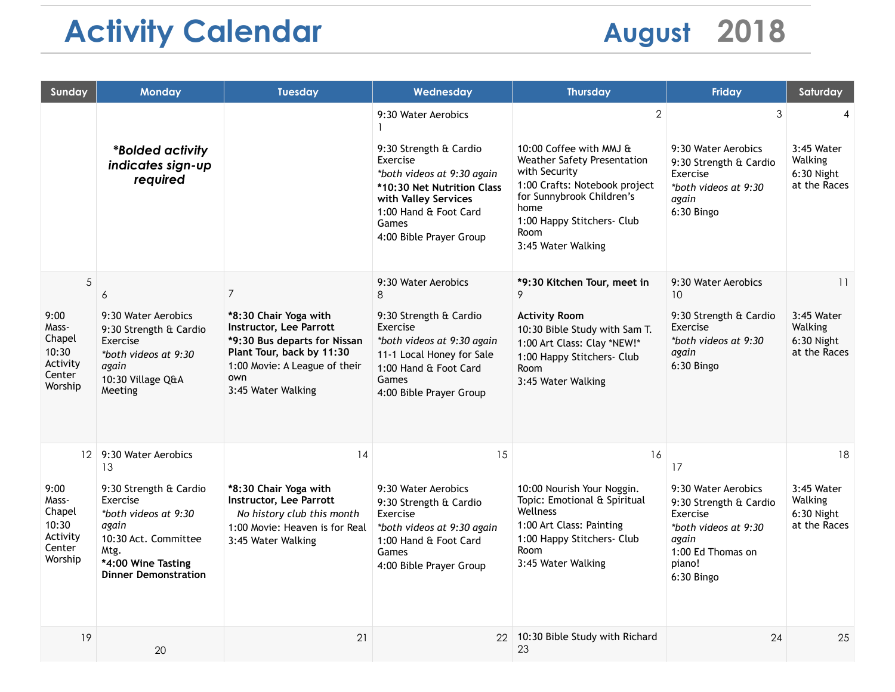# Activity Calendar

## August 2018

| Sunday | Monday | Tuesday | Wednesday | Thursday | Friday | Saturday |
|---|---|---|---|---|---|---|
| | ***Bolded activity indicates sign-up required*** | | 1<br>9:30 Water Aerobics<br>9:30 Strength & Cardio Exercise<br>*\*both videos at 9:30 again*<br>**\*10:30 Net Nutrition Class with Valley Services**<br>1:00 Hand & Foot Card Games<br>4:00 Bible Prayer Group | 2<br>10:00 Coffee with MMJ & Weather Safety Presentation with Security<br>1:00 Crafts: Notebook project for Sunnybrook Children's home<br>1:00 Happy Stitchers- Club Room<br>3:45 Water Walking | 3<br>9:30 Water Aerobics<br>9:30 Strength & Cardio Exercise<br>*\*both videos at 9:30 again*<br>6:30 Bingo | 4<br>3:45 Water Walking<br>6:30 Night at the Races |
| 5<br>9:00 Mass- Chapel<br>10:30 Activity Center Worship | 6<br>9:30 Water Aerobics<br>9:30 Strength & Cardio Exercise<br>*\*both videos at 9:30 again*<br>10:30 Village Q&A Meeting | 7<br>**\*8:30 Chair Yoga with Instructor, Lee Parrott**<br>**\*9:30 Bus departs for Nissan Plant Tour, back by 11:30**<br>1:00 Movie: A League of their own<br>3:45 Water Walking | 8<br>9:30 Water Aerobics<br>9:30 Strength & Cardio Exercise<br>*\*both videos at 9:30 again*<br>11-1 Local Honey for Sale<br>1:00 Hand & Foot Card Games<br>4:00 Bible Prayer Group | 9<br>**\*9:30 Kitchen Tour, meet in Activity Room**<br>10:30 Bible Study with Sam T.<br>1:00 Art Class: Clay \*NEW!\*<br>1:00 Happy Stitchers- Club Room<br>3:45 Water Walking | 10<br>9:30 Water Aerobics<br>9:30 Strength & Cardio Exercise<br>*\*both videos at 9:30 again*<br>6:30 Bingo | 11<br>3:45 Water Walking<br>6:30 Night at the Races |
| 12<br>9:00 Mass- Chapel<br>10:30 Activity Center Worship | 13<br>9:30 Water Aerobics<br>9:30 Strength & Cardio Exercise<br>*\*both videos at 9:30 again*<br>10:30 Act. Committee Mtg.<br>**\*4:00 Wine Tasting Dinner Demonstration** | 14<br>**\*8:30 Chair Yoga with Instructor, Lee Parrott**<br>*No history club this month*<br>1:00 Movie: Heaven is for Real<br>3:45 Water Walking | 15<br>9:30 Water Aerobics<br>9:30 Strength & Cardio Exercise<br>*\*both videos at 9:30 again*<br>1:00 Hand & Foot Card Games<br>4:00 Bible Prayer Group | 16<br>10:00 Nourish Your Noggin. Topic: Emotional & Spiritual Wellness<br>1:00 Art Class: Painting<br>1:00 Happy Stitchers- Club Room<br>3:45 Water Walking | 17<br>9:30 Water Aerobics<br>9:30 Strength & Cardio Exercise<br>*\*both videos at 9:30 again*<br>1:00 Ed Thomas on piano!<br>6:30 Bingo | 18<br>3:45 Water Walking<br>6:30 Night at the Races |
| 19 | 20 | 21 | 22 | 23<br>10:30 Bible Study with Richard | 24 | 25 |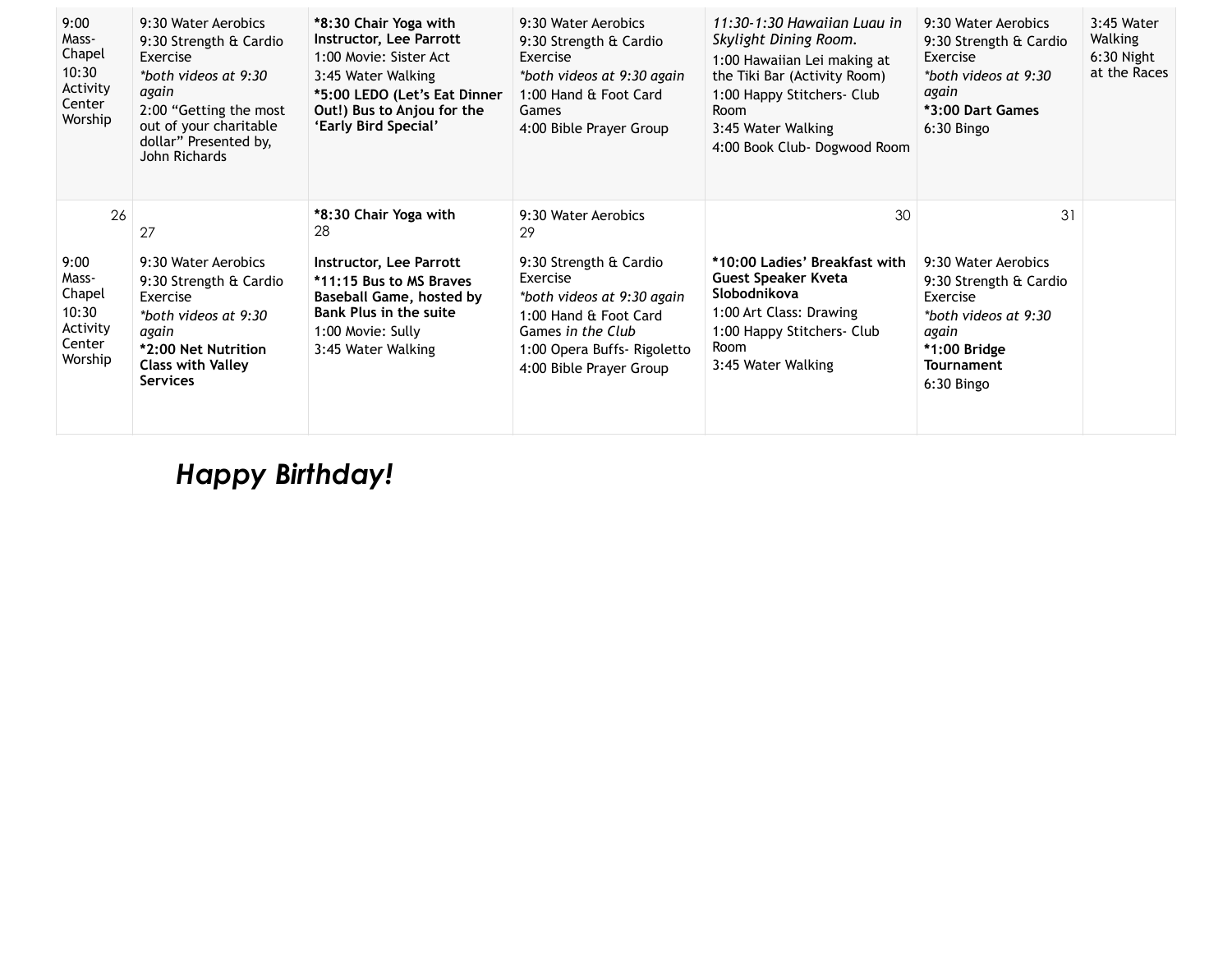| | | | | | | |
|---|---|---|---|---|---|---|
| 9:00 Mass- Chapel<br>10:30 Activity Center Worship | 9:30 Water Aerobics<br>9:30 Strength & Cardio Exercise<br>*\*both videos at 9:30 again*<br>2:00 "Getting the most out of your charitable dollar" Presented by, John Richards | **\*8:30 Chair Yoga with Instructor, Lee Parrott**<br>1:00 Movie: Sister Act<br>3:45 Water Walking<br>**\*5:00 LEDO (Let's Eat Dinner Out!) Bus to Anjou for the 'Early Bird Special'** | 9:30 Water Aerobics<br>9:30 Strength & Cardio Exercise<br>*\*both videos at 9:30 again*<br>1:00 Hand & Foot Card Games<br>4:00 Bible Prayer Group | *11:30-1:30 Hawaiian Luau in Skylight Dining Room.*<br>1:00 Hawaiian Lei making at the Tiki Bar (Activity Room)<br>1:00 Happy Stitchers- Club Room<br>3:45 Water Walking<br>4:00 Book Club- Dogwood Room | 9:30 Water Aerobics<br>9:30 Strength & Cardio Exercise<br>*\*both videos at 9:30 again*<br>**\*3:00 Dart Games**<br>6:30 Bingo | 3:45 Water Walking<br>6:30 Night at the Races |
| 26<br>9:00 Mass- Chapel<br>10:30 Activity Center Worship | 27<br>9:30 Water Aerobics<br>9:30 Strength & Cardio Exercise<br>*\*both videos at 9:30 again*<br>**\*2:00 Net Nutrition Class with Valley Services** | 28<br>**\*8:30 Chair Yoga with Instructor, Lee Parrott**<br>**\*11:15 Bus to MS Braves Baseball Game, hosted by Bank Plus in the suite**<br>1:00 Movie: Sully<br>3:45 Water Walking | 29<br>9:30 Water Aerobics<br>9:30 Strength & Cardio Exercise<br>*\*both videos at 9:30 again*<br>1:00 Hand & Foot Card Games *in the Club*<br>1:00 Opera Buffs- Rigoletto<br>4:00 Bible Prayer Group | 30<br>**\*10:00 Ladies' Breakfast with Guest Speaker Kveta Slobodnikova**<br>1:00 Art Class: Drawing<br>1:00 Happy Stitchers- Club Room<br>3:45 Water Walking | 31<br>9:30 Water Aerobics<br>9:30 Strength & Cardio Exercise<br>*\*both videos at 9:30 again*<br>**\*1:00 Bridge Tournament**<br>6:30 Bingo | |

***Happy Birthday!***